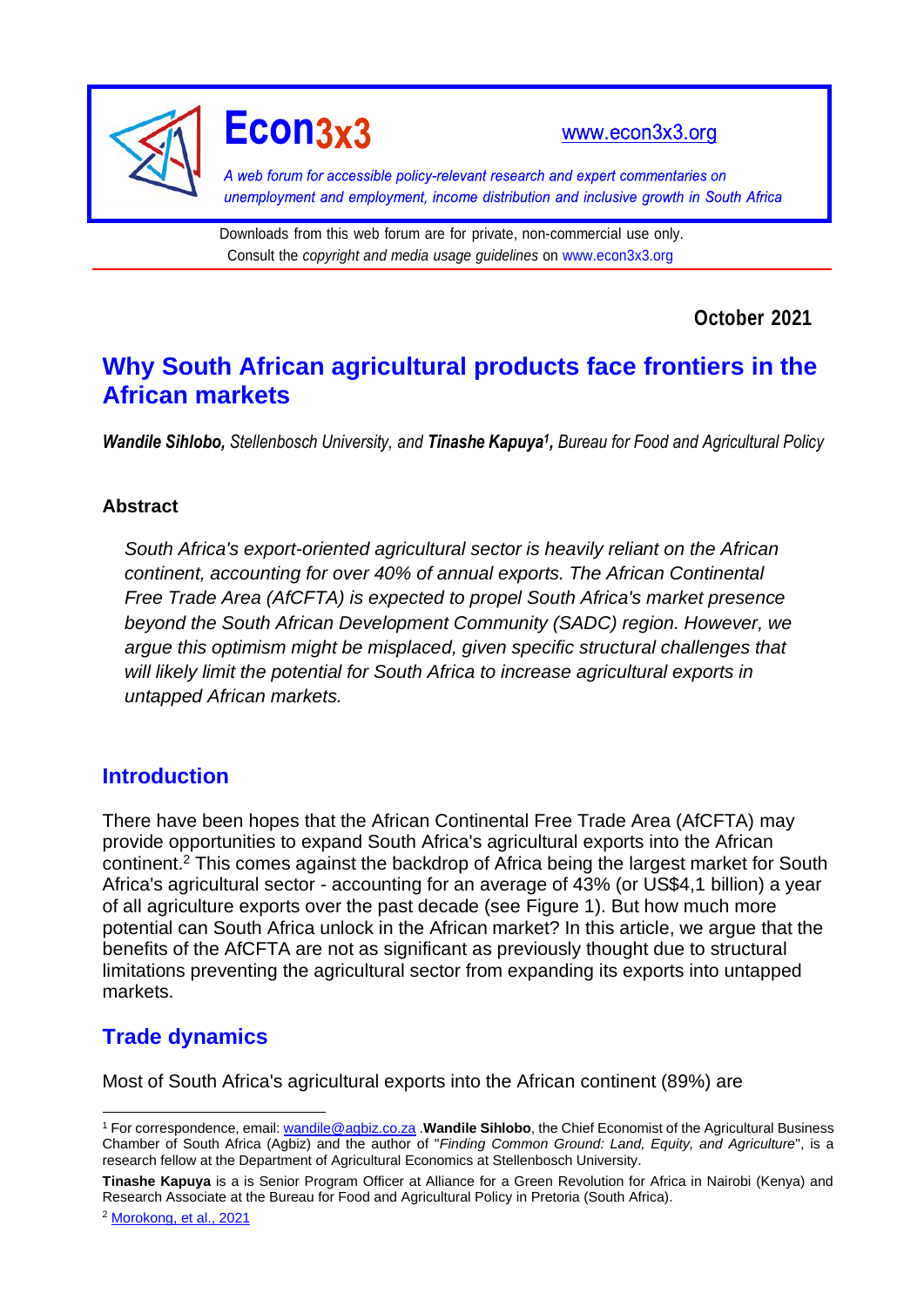**Econ3x3**

www.econ3x3.org

*A web forum for accessible policy-relevant research and expert commentaries on unemployment and employment, income distribution and inclusive growth in South Africa*

Downloads from this web forum are for private, non-commercial use only. Consult the *copyright and media usage guidelines* on www.econ3x3.org

**October 2021**

# Why South African agricultural products face frontiers in the African markets

***Wandile Sihlobo,*** *Stellenbosch University, and* ***Tinashe Kapuya[1],*** *Bureau for Food and Agricultural Policy*

### Abstract

*South Africa's export-oriented agricultural sector is heavily reliant on the African continent, accounting for over 40% of annual exports. The African Continental Free Trade Area (AfCFTA) is expected to propel South Africa's market presence beyond the South African Development Community (SADC) region. However, we argue this optimism might be misplaced, given specific structural challenges that will likely limit the potential for South Africa to increase agricultural exports in untapped African markets.*

## Introduction

There have been hopes that the African Continental Free Trade Area (AfCFTA) may provide opportunities to expand South Africa's agricultural exports into the African continent.[2] This comes against the backdrop of Africa being the largest market for South Africa's agricultural sector - accounting for an average of 43% (or US$4,1 billion) a year of all agriculture exports over the past decade (see Figure 1). But how much more potential can South Africa unlock in the African market? In this article, we argue that the benefits of the AfCFTA are not as significant as previously thought due to structural limitations preventing the agricultural sector from expanding its exports into untapped markets.

## Trade dynamics

Most of South Africa's agricultural exports into the African continent (89%) are

---

[1] For correspondence, email: wandile@agbiz.co.za .**Wandile Sihlobo**, the Chief Economist of the Agricultural Business Chamber of South Africa (Agbiz) and the author of "*Finding Common Ground: Land, Equity, and Agriculture*", is a research fellow at the Department of Agricultural Economics at Stellenbosch University.

**Tinashe Kapuya** is a is Senior Program Officer at Alliance for a Green Revolution for Africa in Nairobi (Kenya) and Research Associate at the Bureau for Food and Agricultural Policy in Pretoria (South Africa).

[2] Morokong, et al., 2021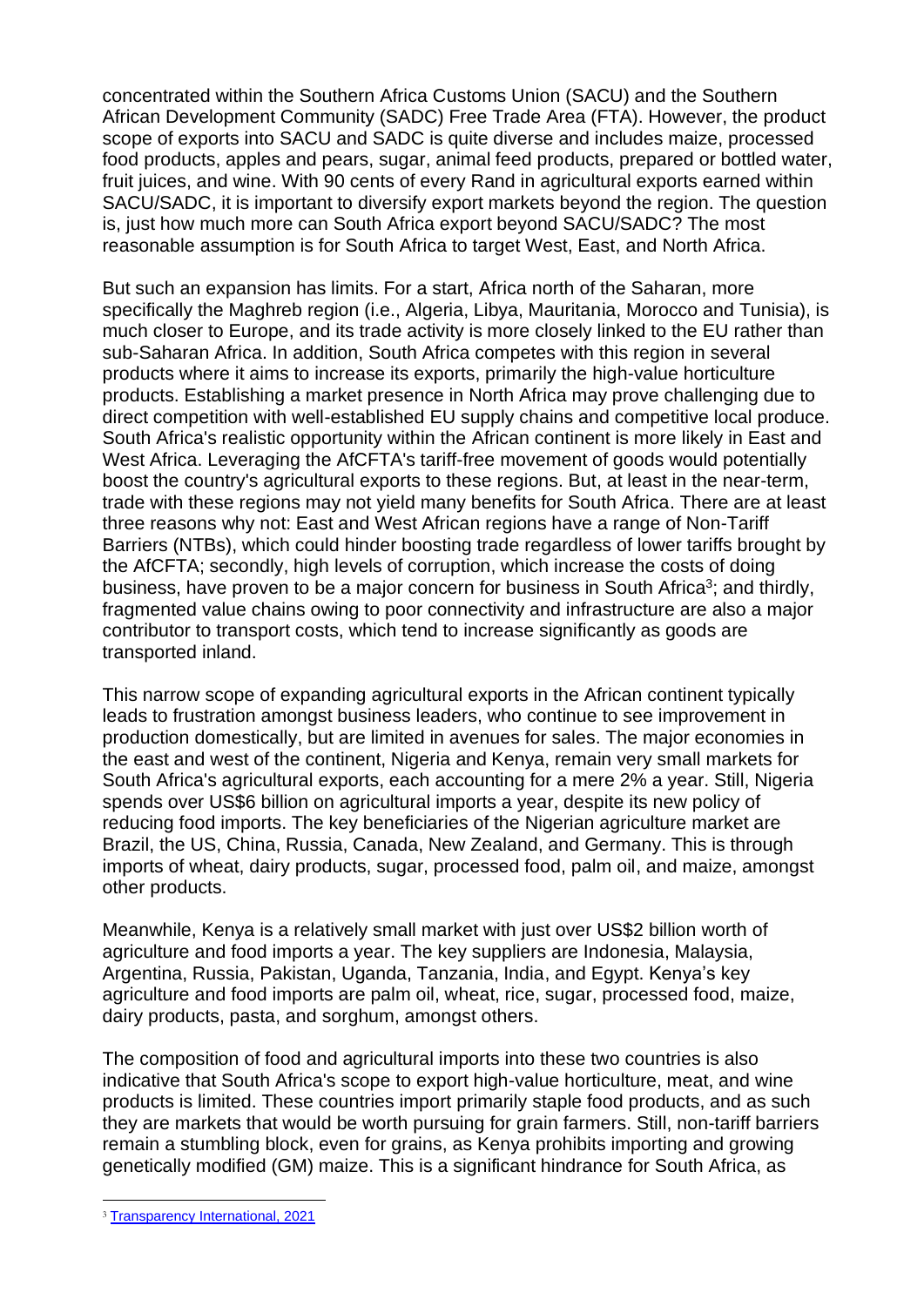concentrated within the Southern Africa Customs Union (SACU) and the Southern African Development Community (SADC) Free Trade Area (FTA). However, the product scope of exports into SACU and SADC is quite diverse and includes maize, processed food products, apples and pears, sugar, animal feed products, prepared or bottled water, fruit juices, and wine. With 90 cents of every Rand in agricultural exports earned within SACU/SADC, it is important to diversify export markets beyond the region. The question is, just how much more can South Africa export beyond SACU/SADC? The most reasonable assumption is for South Africa to target West, East, and North Africa.

But such an expansion has limits. For a start, Africa north of the Saharan, more specifically the Maghreb region (i.e., Algeria, Libya, Mauritania, Morocco and Tunisia), is much closer to Europe, and its trade activity is more closely linked to the EU rather than sub-Saharan Africa. In addition, South Africa competes with this region in several products where it aims to increase its exports, primarily the high-value horticulture products. Establishing a market presence in North Africa may prove challenging due to direct competition with well-established EU supply chains and competitive local produce. South Africa's realistic opportunity within the African continent is more likely in East and West Africa. Leveraging the AfCFTA's tariff-free movement of goods would potentially boost the country's agricultural exports to these regions. But, at least in the near-term, trade with these regions may not yield many benefits for South Africa. There are at least three reasons why not: East and West African regions have a range of Non-Tariff Barriers (NTBs), which could hinder boosting trade regardless of lower tariffs brought by the AfCFTA; secondly, high levels of corruption, which increase the costs of doing business, have proven to be a major concern for business in South Africa[3]; and thirdly, fragmented value chains owing to poor connectivity and infrastructure are also a major contributor to transport costs, which tend to increase significantly as goods are transported inland.

This narrow scope of expanding agricultural exports in the African continent typically leads to frustration amongst business leaders, who continue to see improvement in production domestically, but are limited in avenues for sales. The major economies in the east and west of the continent, Nigeria and Kenya, remain very small markets for South Africa's agricultural exports, each accounting for a mere 2% a year. Still, Nigeria spends over US$6 billion on agricultural imports a year, despite its new policy of reducing food imports. The key beneficiaries of the Nigerian agriculture market are Brazil, the US, China, Russia, Canada, New Zealand, and Germany. This is through imports of wheat, dairy products, sugar, processed food, palm oil, and maize, amongst other products.

Meanwhile, Kenya is a relatively small market with just over US$2 billion worth of agriculture and food imports a year. The key suppliers are Indonesia, Malaysia, Argentina, Russia, Pakistan, Uganda, Tanzania, India, and Egypt. Kenya's key agriculture and food imports are palm oil, wheat, rice, sugar, processed food, maize, dairy products, pasta, and sorghum, amongst others.

The composition of food and agricultural imports into these two countries is also indicative that South Africa's scope to export high-value horticulture, meat, and wine products is limited. These countries import primarily staple food products, and as such they are markets that would be worth pursuing for grain farmers. Still, non-tariff barriers remain a stumbling block, even for grains, as Kenya prohibits importing and growing genetically modified (GM) maize. This is a significant hindrance for South Africa, as

[3] Transparency International, 2021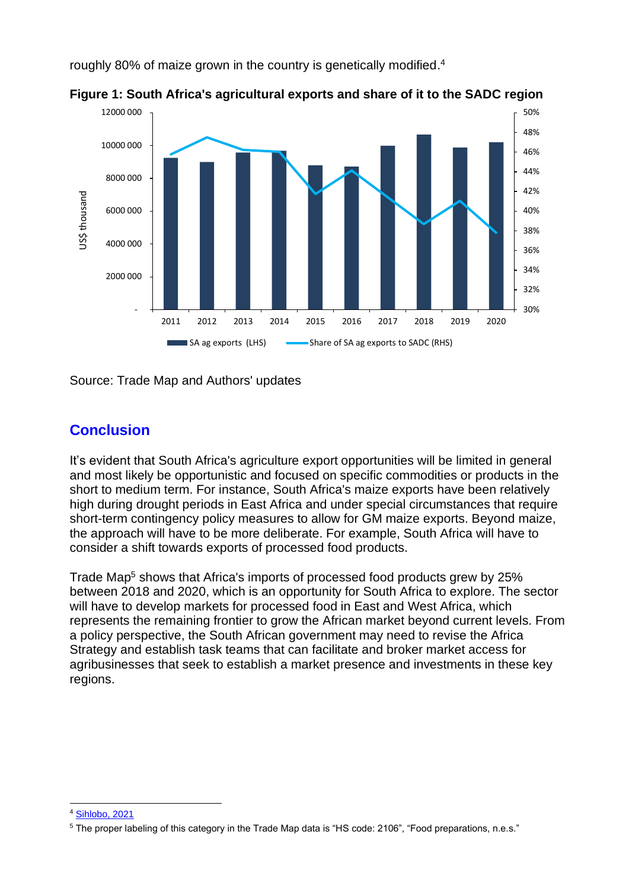roughly 80% of maize grown in the country is genetically modified.[4]

**Figure 1: South Africa's agricultural exports and share of it to the SADC region**

Source: Trade Map and Authors' updates

## Conclusion

It's evident that South Africa's agriculture export opportunities will be limited in general and most likely be opportunistic and focused on specific commodities or products in the short to medium term. For instance, South Africa's maize exports have been relatively high during drought periods in East Africa and under special circumstances that require short-term contingency policy measures to allow for GM maize exports. Beyond maize, the approach will have to be more deliberate. For example, South Africa will have to consider a shift towards exports of processed food products.

Trade Map[5] shows that Africa's imports of processed food products grew by 25% between 2018 and 2020, which is an opportunity for South Africa to explore. The sector will have to develop markets for processed food in East and West Africa, which represents the remaining frontier to grow the African market beyond current levels. From a policy perspective, the South African government may need to revise the Africa Strategy and establish task teams that can facilitate and broker market access for agribusinesses that seek to establish a market presence and investments in these key regions.

---

[4] Sihlobo, 2021

[5] The proper labeling of this category in the Trade Map data is "HS code: 2106", "Food preparations, n.e.s."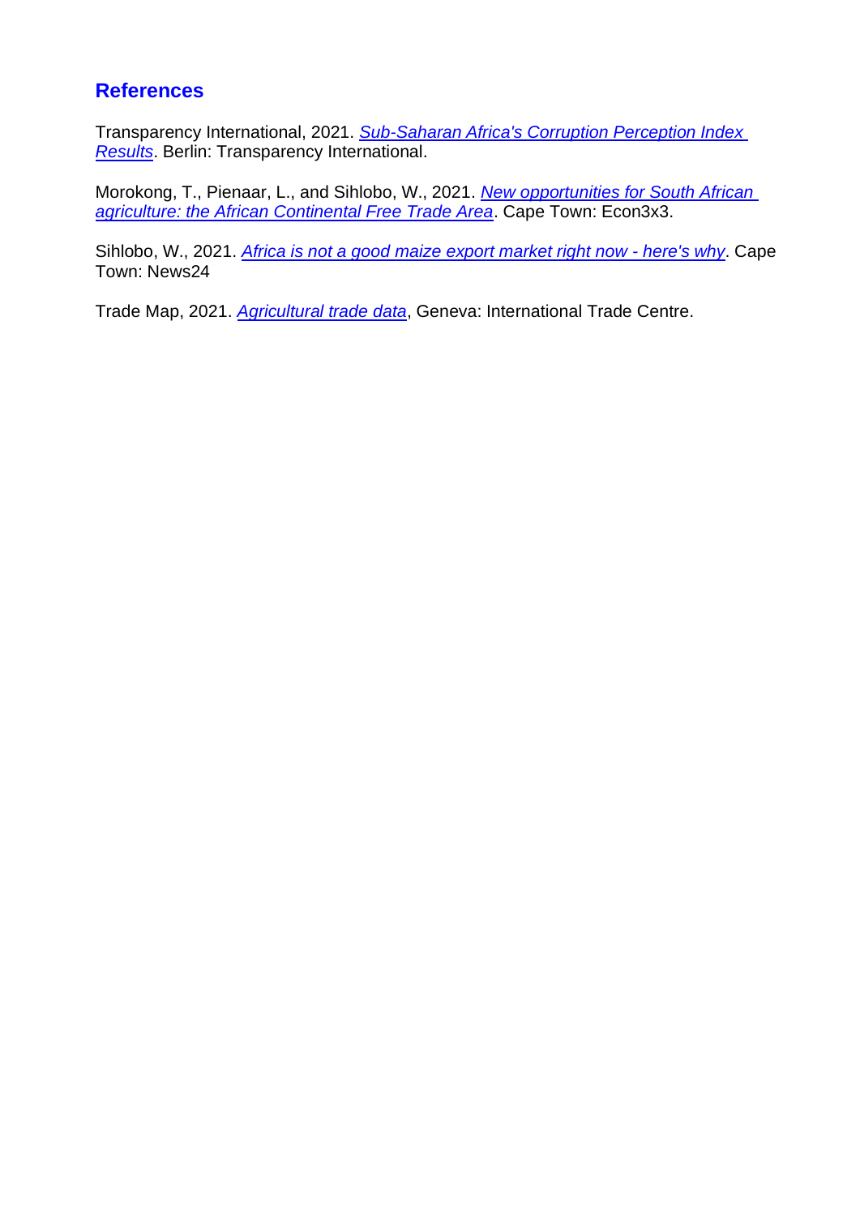## References

Transparency International, 2021. *Sub-Saharan Africa's Corruption Perception Index Results*. Berlin: Transparency International.

Morokong, T., Pienaar, L., and Sihlobo, W., 2021. *New opportunities for South African agriculture: the African Continental Free Trade Area*. Cape Town: Econ3x3.

Sihlobo, W., 2021. *Africa is not a good maize export market right now - here's why*. Cape Town: News24

Trade Map, 2021. *Agricultural trade data*, Geneva: International Trade Centre.